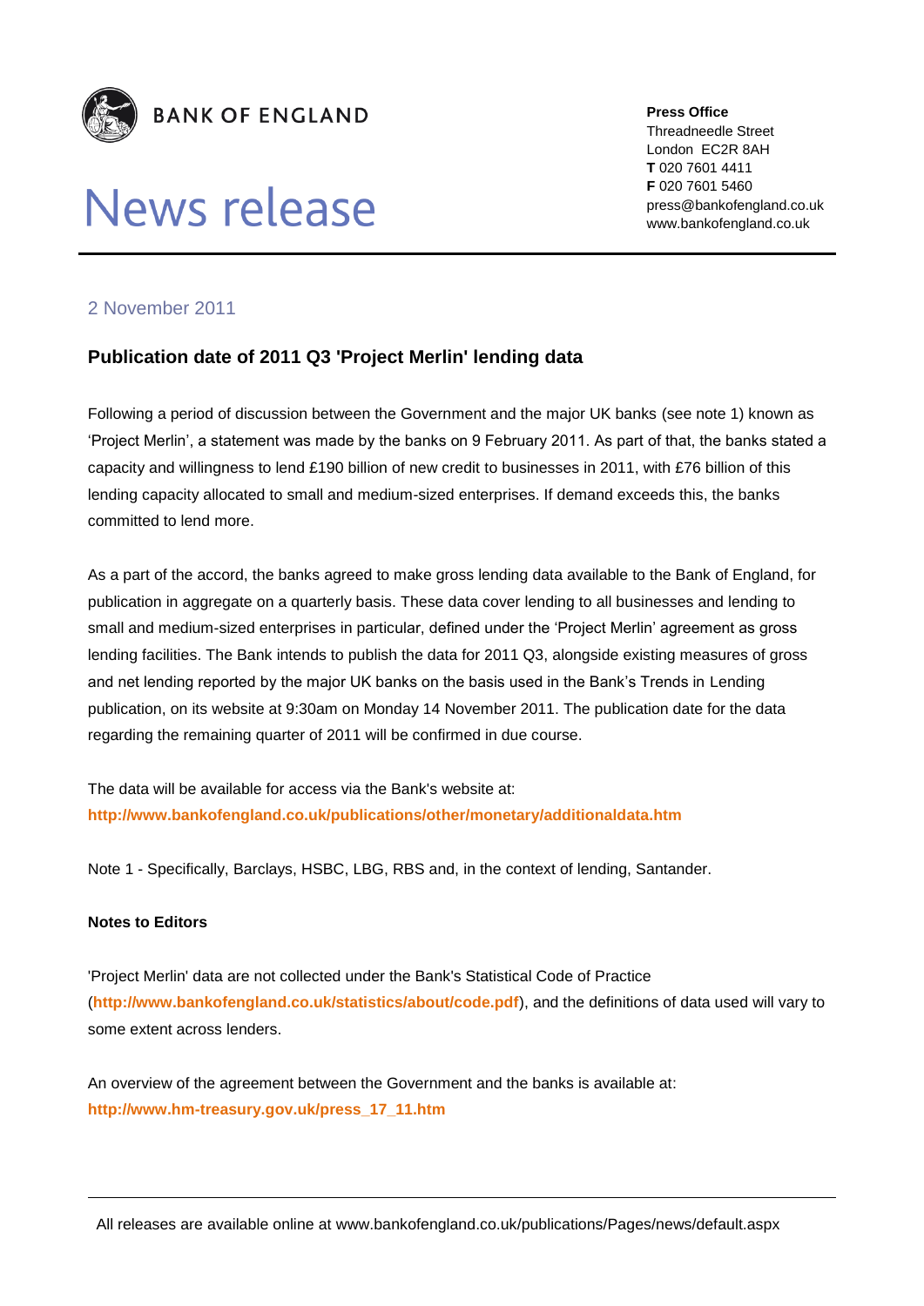**BANK OF ENGLAND**

# News release

**Press Office**
Threadneedle Street
London EC2R 8AH
**T** 020 7601 4411
**F** 020 7601 5460
press@bankofengland.co.uk
www.bankofengland.co.uk

2 November 2011

## Publication date of 2011 Q3 'Project Merlin' lending data

Following a period of discussion between the Government and the major UK banks (see note 1) known as 'Project Merlin', a statement was made by the banks on 9 February 2011. As part of that, the banks stated a capacity and willingness to lend £190 billion of new credit to businesses in 2011, with £76 billion of this lending capacity allocated to small and medium-sized enterprises. If demand exceeds this, the banks committed to lend more.

As a part of the accord, the banks agreed to make gross lending data available to the Bank of England, for publication in aggregate on a quarterly basis. These data cover lending to all businesses and lending to small and medium-sized enterprises in particular, defined under the 'Project Merlin' agreement as gross lending facilities. The Bank intends to publish the data for 2011 Q3, alongside existing measures of gross and net lending reported by the major UK banks on the basis used in the Bank's Trends in Lending publication, on its website at 9:30am on Monday 14 November 2011. The publication date for the data regarding the remaining quarter of 2011 will be confirmed in due course.

The data will be available for access via the Bank's website at:
**http://www.bankofengland.co.uk/publications/other/monetary/additionaldata.htm**

Note 1 - Specifically, Barclays, HSBC, LBG, RBS and, in the context of lending, Santander.

**Notes to Editors**

'Project Merlin' data are not collected under the Bank's Statistical Code of Practice (**http://www.bankofengland.co.uk/statistics/about/code.pdf**), and the definitions of data used will vary to some extent across lenders.

An overview of the agreement between the Government and the banks is available at:
**http://www.hm-treasury.gov.uk/press_17_11.htm**

All releases are available online at www.bankofengland.co.uk/publications/Pages/news/default.aspx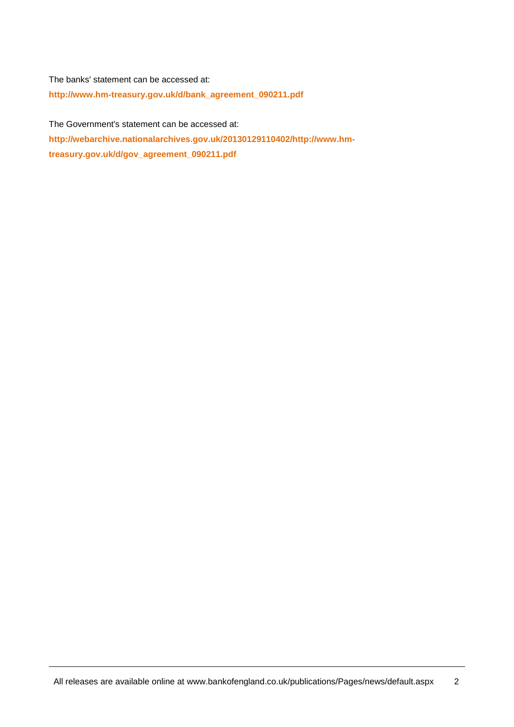The banks' statement can be accessed at:

**http://www.hm-treasury.gov.uk/d/bank_agreement_090211.pdf**

The Government's statement can be accessed at:

**http://webarchive.nationalarchives.gov.uk/20130129110402/http://www.hm-treasury.gov.uk/d/gov_agreement_090211.pdf**